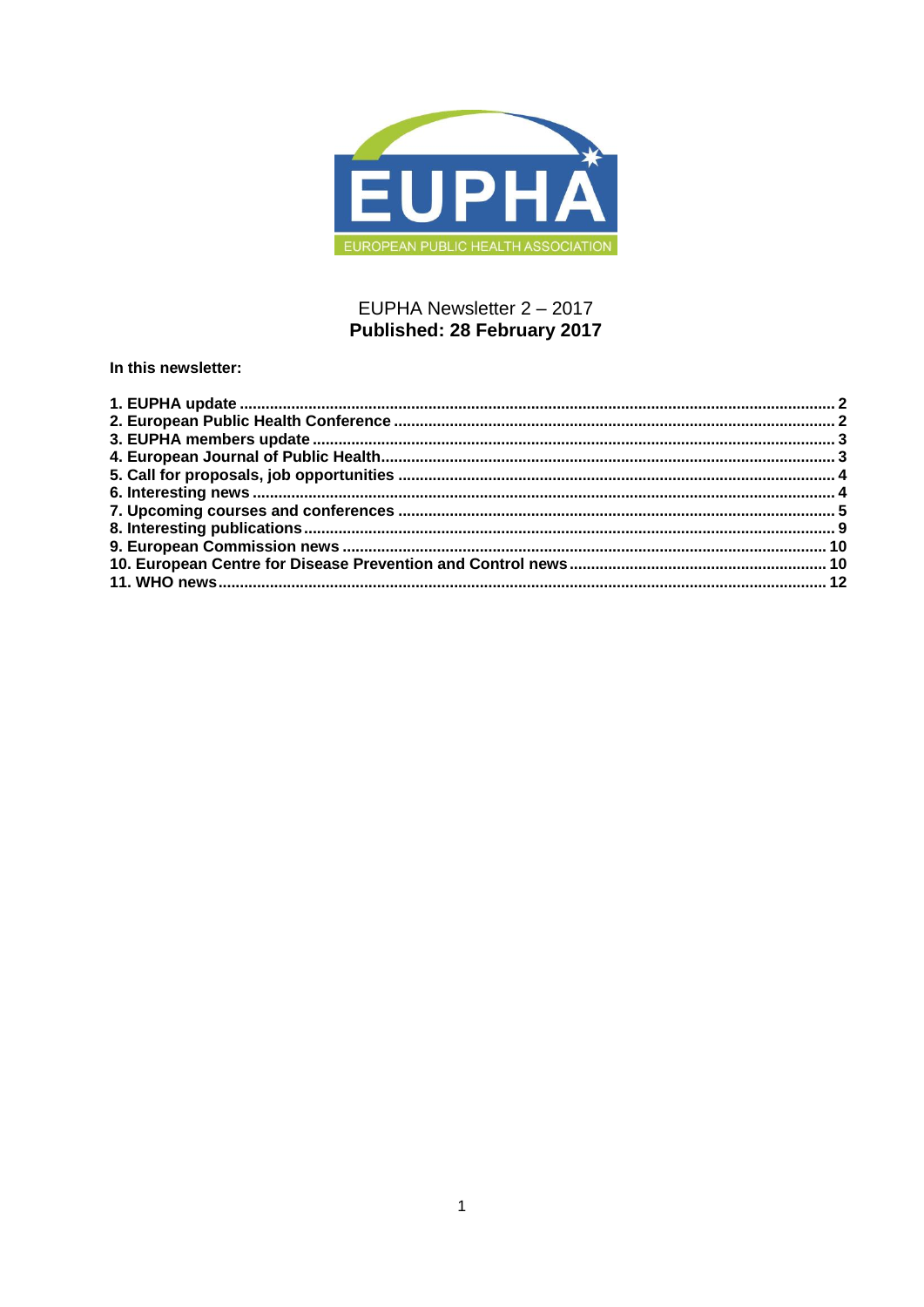EUPHA

EUROPEAN PUBLIC HEALTH ASSOCIATION

EUPHA Newsletter 2 – 2017
**Published: 28 February 2017**

**In this newsletter:**

**1. EUPHA update ... 2**
**2. European Public Health Conference ... 2**
**3. EUPHA members update ... 3**
**4. European Journal of Public Health ... 3**
**5. Call for proposals, job opportunities ... 4**
**6. Interesting news ... 4**
**7. Upcoming courses and conferences ... 5**
**8. Interesting publications ... 9**
**9. European Commission news ... 10**
**10. European Centre for Disease Prevention and Control news ... 10**
**11. WHO news ... 12**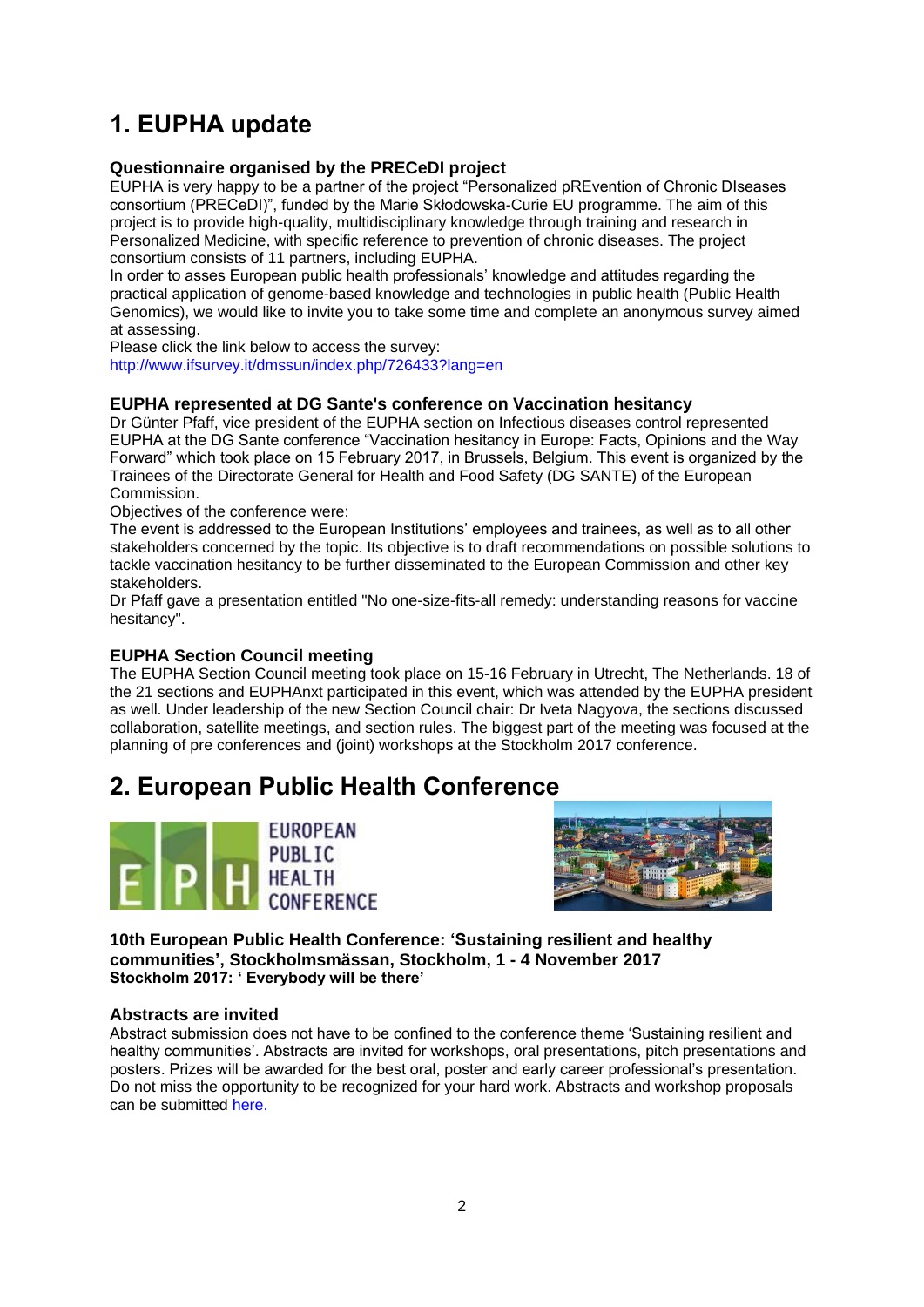# 1. EUPHA update

### Questionnaire organised by the PRECeDI project

EUPHA is very happy to be a partner of the project "Personalized pREvention of Chronic DIseases consortium (PRECeDI)", funded by the Marie Skłodowska-Curie EU programme. The aim of this project is to provide high-quality, multidisciplinary knowledge through training and research in Personalized Medicine, with specific reference to prevention of chronic diseases. The project consortium consists of 11 partners, including EUPHA.
In order to asses European public health professionals' knowledge and attitudes regarding the practical application of genome-based knowledge and technologies in public health (Public Health Genomics), we would like to invite you to take some time and complete an anonymous survey aimed at assessing.
Please click the link below to access the survey:
http://www.ifsurvey.it/dmssun/index.php/726433?lang=en

### EUPHA represented at DG Sante's conference on Vaccination hesitancy

Dr Günter Pfaff, vice president of the EUPHA section on Infectious diseases control represented EUPHA at the DG Sante conference "Vaccination hesitancy in Europe: Facts, Opinions and the Way Forward" which took place on 15 February 2017, in Brussels, Belgium. This event is organized by the Trainees of the Directorate General for Health and Food Safety (DG SANTE) of the European Commission.
Objectives of the conference were:
The event is addressed to the European Institutions' employees and trainees, as well as to all other stakeholders concerned by the topic. Its objective is to draft recommendations on possible solutions to tackle vaccination hesitancy to be further disseminated to the European Commission and other key stakeholders.
Dr Pfaff gave a presentation entitled "No one-size-fits-all remedy: understanding reasons for vaccine hesitancy".

### EUPHA Section Council meeting

The EUPHA Section Council meeting took place on 15-16 February in Utrecht, The Netherlands. 18 of the 21 sections and EUPHAnxt participated in this event, which was attended by the EUPHA president as well. Under leadership of the new Section Council chair: Dr Iveta Nagyova, the sections discussed collaboration, satellite meetings, and section rules. The biggest part of the meeting was focused at the planning of pre conferences and (joint) workshops at the Stockholm 2017 conference.

# 2. European Public Health Conference

EUROPEAN PUBLIC HEALTH CONFERENCE

**10th European Public Health Conference: 'Sustaining resilient and healthy communities', Stockholmsmässan, Stockholm, 1 - 4 November 2017**
**Stockholm 2017: ' Everybody will be there'**

### Abstracts are invited

Abstract submission does not have to be confined to the conference theme 'Sustaining resilient and healthy communities'. Abstracts are invited for workshops, oral presentations, pitch presentations and posters. Prizes will be awarded for the best oral, poster and early career professional's presentation. Do not miss the opportunity to be recognized for your hard work. Abstracts and workshop proposals can be submitted here.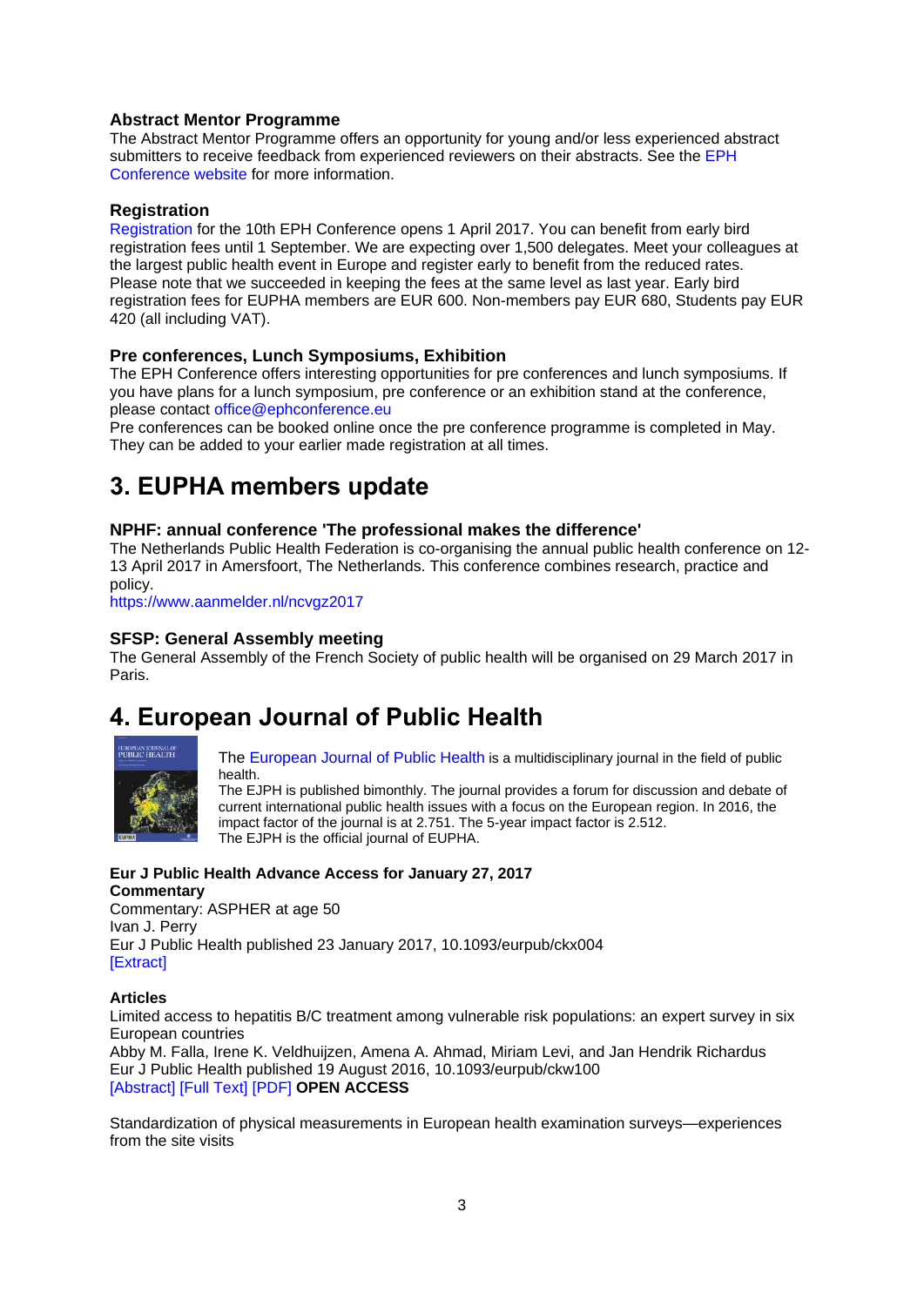### Abstract Mentor Programme

The Abstract Mentor Programme offers an opportunity for young and/or less experienced abstract submitters to receive feedback from experienced reviewers on their abstracts. See the EPH Conference website for more information.

### Registration

Registration for the 10th EPH Conference opens 1 April 2017. You can benefit from early bird registration fees until 1 September. We are expecting over 1,500 delegates. Meet your colleagues at the largest public health event in Europe and register early to benefit from the reduced rates. Please note that we succeeded in keeping the fees at the same level as last year. Early bird registration fees for EUPHA members are EUR 600. Non-members pay EUR 680, Students pay EUR 420 (all including VAT).

### Pre conferences, Lunch Symposiums, Exhibition

The EPH Conference offers interesting opportunities for pre conferences and lunch symposiums. If you have plans for a lunch symposium, pre conference or an exhibition stand at the conference, please contact office@ephconference.eu

Pre conferences can be booked online once the pre conference programme is completed in May. They can be added to your earlier made registration at all times.

## 3. EUPHA members update

### NPHF: annual conference 'The professional makes the difference'

The Netherlands Public Health Federation is co-organising the annual public health conference on 12-13 April 2017 in Amersfoort, The Netherlands. This conference combines research, practice and policy.

https://www.aanmelder.nl/ncvgz2017

### SFSP: General Assembly meeting

The General Assembly of the French Society of public health will be organised on 29 March 2017 in Paris.

## 4. European Journal of Public Health

The European Journal of Public Health is a multidisciplinary journal in the field of public health.

The EJPH is published bimonthly. The journal provides a forum for discussion and debate of current international public health issues with a focus on the European region. In 2016, the impact factor of the journal is at 2.751. The 5-year impact factor is 2.512.

The EJPH is the official journal of EUPHA.

**Eur J Public Health Advance Access for January 27, 2017**

**Commentary**

Commentary: ASPHER at age 50
Ivan J. Perry
Eur J Public Health published 23 January 2017, 10.1093/eurpub/ckx004
[Extract]

**Articles**

Limited access to hepatitis B/C treatment among vulnerable risk populations: an expert survey in six European countries
Abby M. Falla, Irene K. Veldhuijzen, Amena A. Ahmad, Miriam Levi, and Jan Hendrik Richardus
Eur J Public Health published 19 August 2016, 10.1093/eurpub/ckw100
[Abstract] [Full Text] [PDF] **OPEN ACCESS**

Standardization of physical measurements in European health examination surveys—experiences from the site visits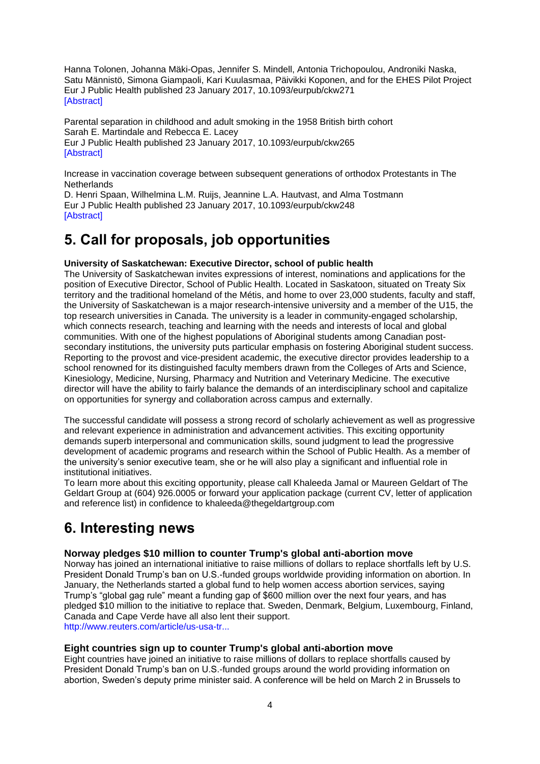Hanna Tolonen, Johanna Mäki-Opas, Jennifer S. Mindell, Antonia Trichopoulou, Androniki Naska, Satu Männistö, Simona Giampaoli, Kari Kuulasmaa, Päivikki Koponen, and for the EHES Pilot Project
Eur J Public Health published 23 January 2017, 10.1093/eurpub/ckw271
[Abstract]

Parental separation in childhood and adult smoking in the 1958 British birth cohort
Sarah E. Martindale and Rebecca E. Lacey
Eur J Public Health published 23 January 2017, 10.1093/eurpub/ckw265
[Abstract]

Increase in vaccination coverage between subsequent generations of orthodox Protestants in The Netherlands
D. Henri Spaan, Wilhelmina L.M. Ruijs, Jeannine L.A. Hautvast, and Alma Tostmann
Eur J Public Health published 23 January 2017, 10.1093/eurpub/ckw248
[Abstract]

# 5. Call for proposals, job opportunities

**University of Saskatchewan: Executive Director, school of public health**
The University of Saskatchewan invites expressions of interest, nominations and applications for the position of Executive Director, School of Public Health. Located in Saskatoon, situated on Treaty Six territory and the traditional homeland of the Métis, and home to over 23,000 students, faculty and staff, the University of Saskatchewan is a major research-intensive university and a member of the U15, the top research universities in Canada. The university is a leader in community-engaged scholarship, which connects research, teaching and learning with the needs and interests of local and global communities. With one of the highest populations of Aboriginal students among Canadian post-secondary institutions, the university puts particular emphasis on fostering Aboriginal student success. Reporting to the provost and vice-president academic, the executive director provides leadership to a school renowned for its distinguished faculty members drawn from the Colleges of Arts and Science, Kinesiology, Medicine, Nursing, Pharmacy and Nutrition and Veterinary Medicine. The executive director will have the ability to fairly balance the demands of an interdisciplinary school and capitalize on opportunities for synergy and collaboration across campus and externally.

The successful candidate will possess a strong record of scholarly achievement as well as progressive and relevant experience in administration and advancement activities. This exciting opportunity demands superb interpersonal and communication skills, sound judgment to lead the progressive development of academic programs and research within the School of Public Health. As a member of the university's senior executive team, she or he will also play a significant and influential role in institutional initiatives.
To learn more about this exciting opportunity, please call Khaleeda Jamal or Maureen Geldart of The Geldart Group at (604) 926.0005 or forward your application package (current CV, letter of application and reference list) in confidence to khaleeda@thegeldartgroup.com

# 6. Interesting news

**Norway pledges $10 million to counter Trump's global anti-abortion move**
Norway has joined an international initiative to raise millions of dollars to replace shortfalls left by U.S. President Donald Trump's ban on U.S.-funded groups worldwide providing information on abortion. In January, the Netherlands started a global fund to help women access abortion services, saying Trump's "global gag rule" meant a funding gap of $600 million over the next four years, and has pledged $10 million to the initiative to replace that. Sweden, Denmark, Belgium, Luxembourg, Finland, Canada and Cape Verde have all also lent their support.
http://www.reuters.com/article/us-usa-tr...

**Eight countries sign up to counter Trump's global anti-abortion move**
Eight countries have joined an initiative to raise millions of dollars to replace shortfalls caused by President Donald Trump's ban on U.S.-funded groups around the world providing information on abortion, Sweden's deputy prime minister said. A conference will be held on March 2 in Brussels to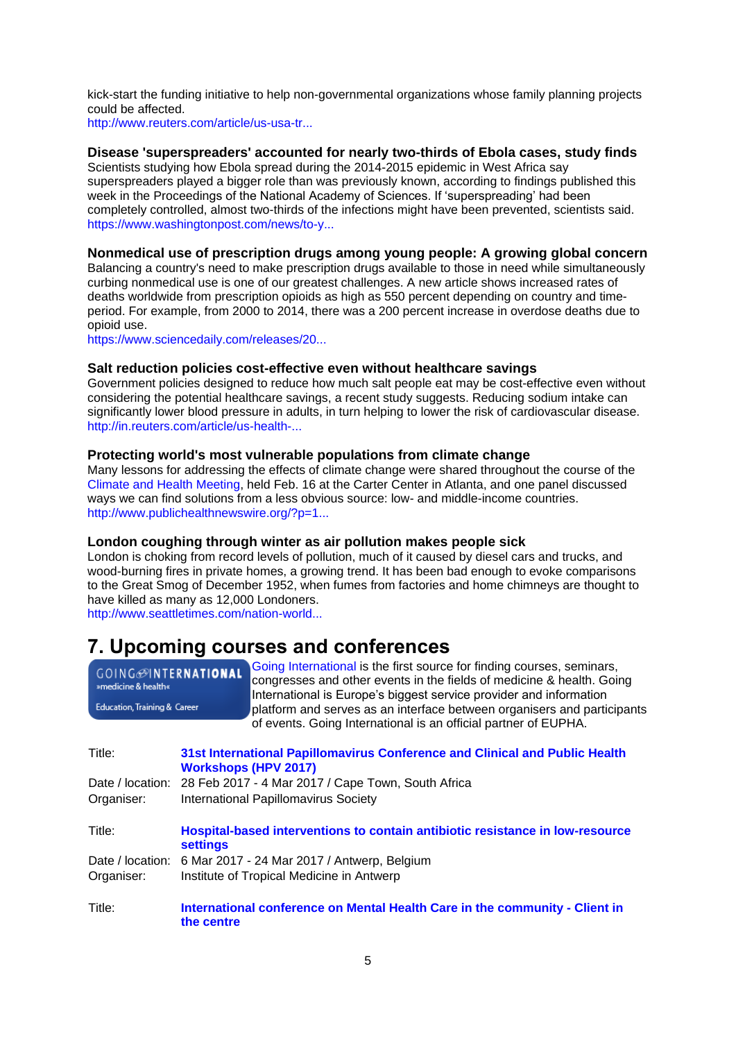kick-start the funding initiative to help non-governmental organizations whose family planning projects could be affected.
http://www.reuters.com/article/us-usa-tr...

**Disease 'superspreaders' accounted for nearly two-thirds of Ebola cases, study finds**
Scientists studying how Ebola spread during the 2014-2015 epidemic in West Africa say superspreaders played a bigger role than was previously known, according to findings published this week in the Proceedings of the National Academy of Sciences. If 'superspreading' had been completely controlled, almost two-thirds of the infections might have been prevented, scientists said.
https://www.washingtonpost.com/news/to-y...

**Nonmedical use of prescription drugs among young people: A growing global concern**
Balancing a country's need to make prescription drugs available to those in need while simultaneously curbing nonmedical use is one of our greatest challenges. A new article shows increased rates of deaths worldwide from prescription opioids as high as 550 percent depending on country and time-period. For example, from 2000 to 2014, there was a 200 percent increase in overdose deaths due to opioid use.
https://www.sciencedaily.com/releases/20...

**Salt reduction policies cost-effective even without healthcare savings**
Government policies designed to reduce how much salt people eat may be cost-effective even without considering the potential healthcare savings, a recent study suggests. Reducing sodium intake can significantly lower blood pressure in adults, in turn helping to lower the risk of cardiovascular disease.
http://in.reuters.com/article/us-health-...

**Protecting world's most vulnerable populations from climate change**
Many lessons for addressing the effects of climate change were shared throughout the course of the Climate and Health Meeting, held Feb. 16 at the Carter Center in Atlanta, and one panel discussed ways we can find solutions from a less obvious source: low- and middle-income countries.
http://www.publichealthnewswire.org/?p=1...

**London coughing through winter as air pollution makes people sick**
London is choking from record levels of pollution, much of it caused by diesel cars and trucks, and wood-burning fires in private homes, a growing trend. It has been bad enough to evoke comparisons to the Great Smog of December 1952, when fumes from factories and home chimneys are thought to have killed as many as 12,000 Londoners.
http://www.seattletimes.com/nation-world...

# 7. Upcoming courses and conferences

GOING INTERNATIONAL »medicine & health« Education, Training & Career

Going International is the first source for finding courses, seminars, congresses and other events in the fields of medicine & health. Going International is Europe's biggest service provider and information platform and serves as an interface between organisers and participants of events. Going International is an official partner of EUPHA.

| | |
|---|---|
| Title: | **31st International Papillomavirus Conference and Clinical and Public Health Workshops (HPV 2017)** |
| Date / location: | 28 Feb 2017 - 4 Mar 2017 / Cape Town, South Africa |
| Organiser: | International Papillomavirus Society |
| Title: | **Hospital-based interventions to contain antibiotic resistance in low-resource settings** |
| Date / location: | 6 Mar 2017 - 24 Mar 2017 / Antwerp, Belgium |
| Organiser: | Institute of Tropical Medicine in Antwerp |
| Title: | **International conference on Mental Health Care in the community - Client in the centre** |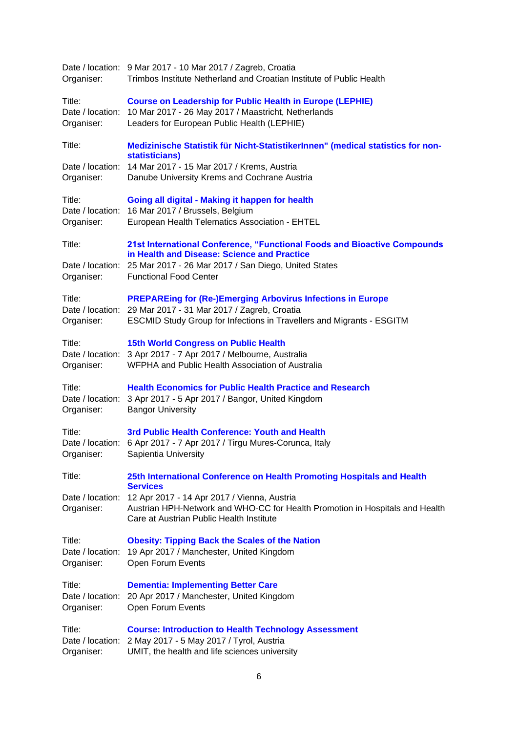Date / location: 9 Mar 2017 - 10 Mar 2017 / Zagreb, Croatia
Organiser: Trimbos Institute Netherland and Croatian Institute of Public Health

Title: **Course on Leadership for Public Health in Europe (LEPHIE)**
Date / location: 10 Mar 2017 - 26 May 2017 / Maastricht, Netherlands
Organiser: Leaders for European Public Health (LEPHIE)

Title: **Medizinische Statistik für Nicht-StatistikerInnen" (medical statistics for non-statisticians)**
Date / location: 14 Mar 2017 - 15 Mar 2017 / Krems, Austria
Organiser: Danube University Krems and Cochrane Austria

Title: **Going all digital - Making it happen for health**
Date / location: 16 Mar 2017 / Brussels, Belgium
Organiser: European Health Telematics Association - EHTEL

Title: **21st International Conference, "Functional Foods and Bioactive Compounds in Health and Disease: Science and Practice**
Date / location: 25 Mar 2017 - 26 Mar 2017 / San Diego, United States
Organiser: Functional Food Center

Title: **PREPAREing for (Re-)Emerging Arbovirus Infections in Europe**
Date / location: 29 Mar 2017 - 31 Mar 2017 / Zagreb, Croatia
Organiser: ESCMID Study Group for Infections in Travellers and Migrants - ESGITM

Title: **15th World Congress on Public Health**
Date / location: 3 Apr 2017 - 7 Apr 2017 / Melbourne, Australia
Organiser: WFPHA and Public Health Association of Australia

Title: **Health Economics for Public Health Practice and Research**
Date / location: 3 Apr 2017 - 5 Apr 2017 / Bangor, United Kingdom
Organiser: Bangor University

Title: **3rd Public Health Conference: Youth and Health**
Date / location: 6 Apr 2017 - 7 Apr 2017 / Tirgu Mures-Corunca, Italy
Organiser: Sapientia University

Title: **25th International Conference on Health Promoting Hospitals and Health Services**
Date / location: 12 Apr 2017 - 14 Apr 2017 / Vienna, Austria
Organiser: Austrian HPH-Network and WHO-CC for Health Promotion in Hospitals and Health Care at Austrian Public Health Institute

Title: **Obesity: Tipping Back the Scales of the Nation**
Date / location: 19 Apr 2017 / Manchester, United Kingdom
Organiser: Open Forum Events

Title: **Dementia: Implementing Better Care**
Date / location: 20 Apr 2017 / Manchester, United Kingdom
Organiser: Open Forum Events

Title: **Course: Introduction to Health Technology Assessment**
Date / location: 2 May 2017 - 5 May 2017 / Tyrol, Austria
Organiser: UMIT, the health and life sciences university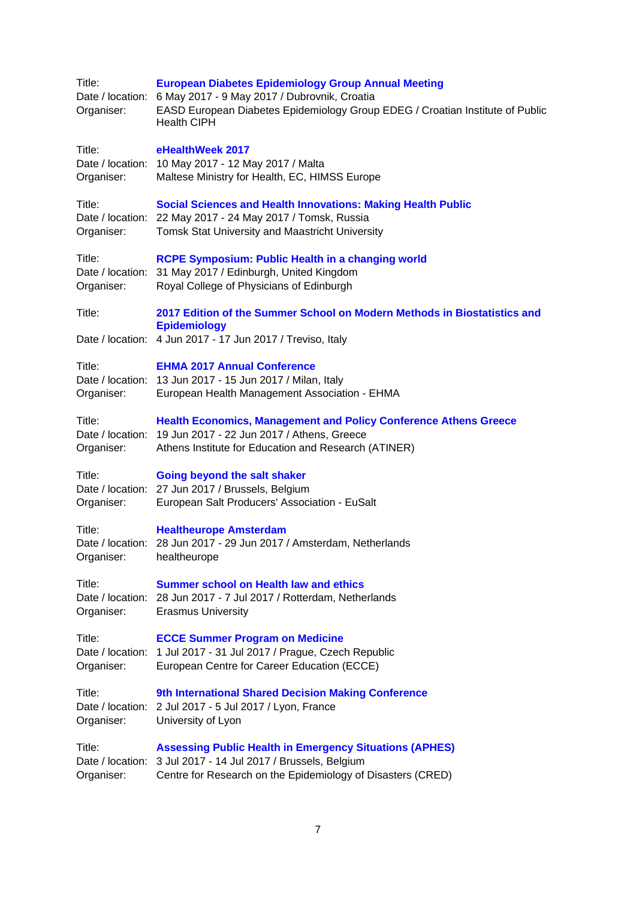Title: **European Diabetes Epidemiology Group Annual Meeting**
Date / location: 6 May 2017 - 9 May 2017 / Dubrovnik, Croatia
Organiser: EASD European Diabetes Epidemiology Group EDEG / Croatian Institute of Public Health CIPH

Title: **eHealthWeek 2017**
Date / location: 10 May 2017 - 12 May 2017 / Malta
Organiser: Maltese Ministry for Health, EC, HIMSS Europe

Title: **Social Sciences and Health Innovations: Making Health Public**
Date / location: 22 May 2017 - 24 May 2017 / Tomsk, Russia
Organiser: Tomsk Stat University and Maastricht University

Title: **RCPE Symposium: Public Health in a changing world**
Date / location: 31 May 2017 / Edinburgh, United Kingdom
Organiser: Royal College of Physicians of Edinburgh

Title: **2017 Edition of the Summer School on Modern Methods in Biostatistics and Epidemiology**
Date / location: 4 Jun 2017 - 17 Jun 2017 / Treviso, Italy

Title: **EHMA 2017 Annual Conference**
Date / location: 13 Jun 2017 - 15 Jun 2017 / Milan, Italy
Organiser: European Health Management Association - EHMA

Title: **Health Economics, Management and Policy Conference Athens Greece**
Date / location: 19 Jun 2017 - 22 Jun 2017 / Athens, Greece
Organiser: Athens Institute for Education and Research (ATINER)

Title: **Going beyond the salt shaker**
Date / location: 27 Jun 2017 / Brussels, Belgium
Organiser: European Salt Producers' Association - EuSalt

Title: **Healtheurope Amsterdam**
Date / location: 28 Jun 2017 - 29 Jun 2017 / Amsterdam, Netherlands
Organiser: healtheurope

Title: **Summer school on Health law and ethics**
Date / location: 28 Jun 2017 - 7 Jul 2017 / Rotterdam, Netherlands
Organiser: Erasmus University

Title: **ECCE Summer Program on Medicine**
Date / location: 1 Jul 2017 - 31 Jul 2017 / Prague, Czech Republic
Organiser: European Centre for Career Education (ECCE)

Title: **9th International Shared Decision Making Conference**
Date / location: 2 Jul 2017 - 5 Jul 2017 / Lyon, France
Organiser: University of Lyon

Title: **Assessing Public Health in Emergency Situations (APHES)**
Date / location: 3 Jul 2017 - 14 Jul 2017 / Brussels, Belgium
Organiser: Centre for Research on the Epidemiology of Disasters (CRED)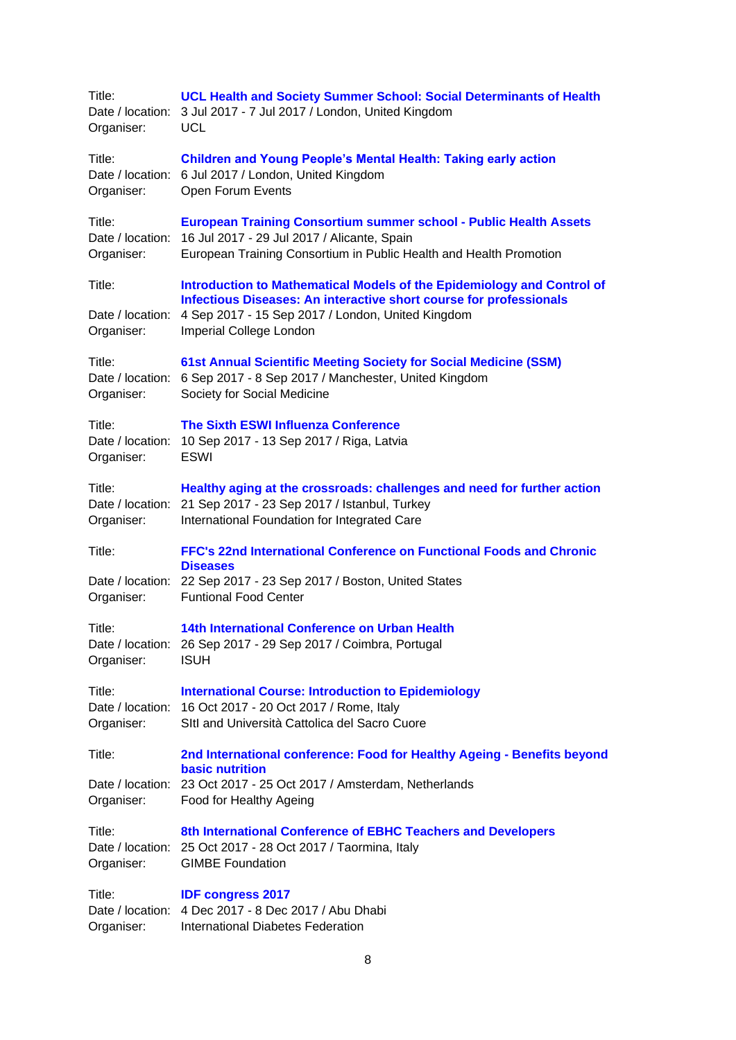Title: **UCL Health and Society Summer School: Social Determinants of Health**
Date / location: 3 Jul 2017 - 7 Jul 2017 / London, United Kingdom
Organiser: UCL

Title: **Children and Young People's Mental Health: Taking early action**
Date / location: 6 Jul 2017 / London, United Kingdom
Organiser: Open Forum Events

Title: **European Training Consortium summer school - Public Health Assets**
Date / location: 16 Jul 2017 - 29 Jul 2017 / Alicante, Spain
Organiser: European Training Consortium in Public Health and Health Promotion

Title: **Introduction to Mathematical Models of the Epidemiology and Control of Infectious Diseases: An interactive short course for professionals**
Date / location: 4 Sep 2017 - 15 Sep 2017 / London, United Kingdom
Organiser: Imperial College London

Title: **61st Annual Scientific Meeting Society for Social Medicine (SSM)**
Date / location: 6 Sep 2017 - 8 Sep 2017 / Manchester, United Kingdom
Organiser: Society for Social Medicine

Title: **The Sixth ESWI Influenza Conference**
Date / location: 10 Sep 2017 - 13 Sep 2017 / Riga, Latvia
Organiser: ESWI

Title: **Healthy aging at the crossroads: challenges and need for further action**
Date / location: 21 Sep 2017 - 23 Sep 2017 / Istanbul, Turkey
Organiser: International Foundation for Integrated Care

Title: **FFC's 22nd International Conference on Functional Foods and Chronic Diseases**
Date / location: 22 Sep 2017 - 23 Sep 2017 / Boston, United States
Organiser: Funtional Food Center

Title: **14th International Conference on Urban Health**
Date / location: 26 Sep 2017 - 29 Sep 2017 / Coimbra, Portugal
Organiser: ISUH

Title: **International Course: Introduction to Epidemiology**
Date / location: 16 Oct 2017 - 20 Oct 2017 / Rome, Italy
Organiser: SItI and Università Cattolica del Sacro Cuore

Title: **2nd International conference: Food for Healthy Ageing - Benefits beyond basic nutrition**
Date / location: 23 Oct 2017 - 25 Oct 2017 / Amsterdam, Netherlands
Organiser: Food for Healthy Ageing

Title: **8th International Conference of EBHC Teachers and Developers**
Date / location: 25 Oct 2017 - 28 Oct 2017 / Taormina, Italy
Organiser: GIMBE Foundation

Title: **IDF congress 2017**
Date / location: 4 Dec 2017 - 8 Dec 2017 / Abu Dhabi
Organiser: International Diabetes Federation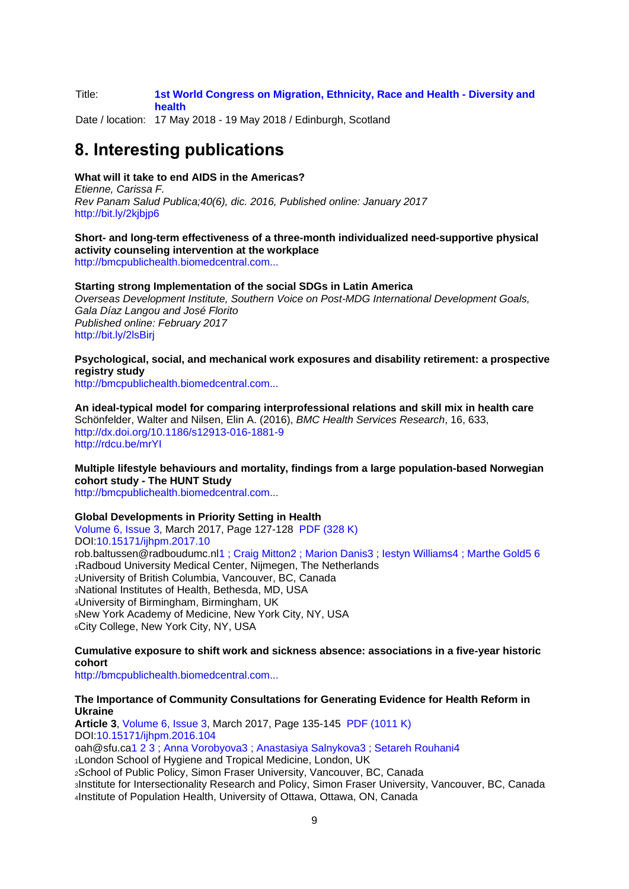Title: **1st World Congress on Migration, Ethnicity, Race and Health - Diversity and health**

Date / location: 17 May 2018 - 19 May 2018 / Edinburgh, Scotland

# 8. Interesting publications

**What will it take to end AIDS in the Americas?**
*Etienne, Carissa F.*
*Rev Panam Salud Publica;40(6), dic. 2016, Published online: January 2017*
http://bit.ly/2kjbjp6

**Short- and long-term effectiveness of a three-month individualized need-supportive physical activity counseling intervention at the workplace**
http://bmcpublichealth.biomedcentral.com...

**Starting strong Implementation of the social SDGs in Latin America**
*Overseas Development Institute, Southern Voice on Post-MDG International Development Goals, Gala Díaz Langou and José Florito*
*Published online: February 2017*
http://bit.ly/2lsBirj

**Psychological, social, and mechanical work exposures and disability retirement: a prospective registry study**
http://bmcpublichealth.biomedcentral.com...

**An ideal-typical model for comparing interprofessional relations and skill mix in health care**
Schönfelder, Walter and Nilsen, Elin A. (2016), *BMC Health Services Research*, 16, 633,
http://dx.doi.org/10.1186/s12913-016-1881-9
http://rdcu.be/mrYI

**Multiple lifestyle behaviours and mortality, findings from a large population-based Norwegian cohort study - The HUNT Study**
http://bmcpublichealth.biomedcentral.com...

**Global Developments in Priority Setting in Health**
Volume 6, Issue 3, March 2017, Page 127-128 PDF (328 K)
DOI:10.15171/ijhpm.2017.10
rob.baltussen@radboudumc.nl[1] ; Craig Mitton[2] ; Marion Danis[3] ; Iestyn Williams[4] ; Marthe Gold[5] [6]
[1]Radboud University Medical Center, Nijmegen, The Netherlands
[2]University of British Columbia, Vancouver, BC, Canada
[3]National Institutes of Health, Bethesda, MD, USA
[4]University of Birmingham, Birmingham, UK
[5]New York Academy of Medicine, New York City, NY, USA
[6]City College, New York City, NY, USA

**Cumulative exposure to shift work and sickness absence: associations in a five-year historic cohort**
http://bmcpublichealth.biomedcentral.com...

**The Importance of Community Consultations for Generating Evidence for Health Reform in Ukraine**
**Article 3**, Volume 6, Issue 3, March 2017, Page 135-145 PDF (1011 K)
DOI:10.15171/ijhpm.2016.104
oah@sfu.ca[1] [2] [3] ; Anna Vorobyova[3] ; Anastasiya Salnykova[3] ; Setareh Rouhani[4]
[1]London School of Hygiene and Tropical Medicine, London, UK
[2]School of Public Policy, Simon Fraser University, Vancouver, BC, Canada
[3]Institute for Intersectionality Research and Policy, Simon Fraser University, Vancouver, BC, Canada
[4]Institute of Population Health, University of Ottawa, Ottawa, ON, Canada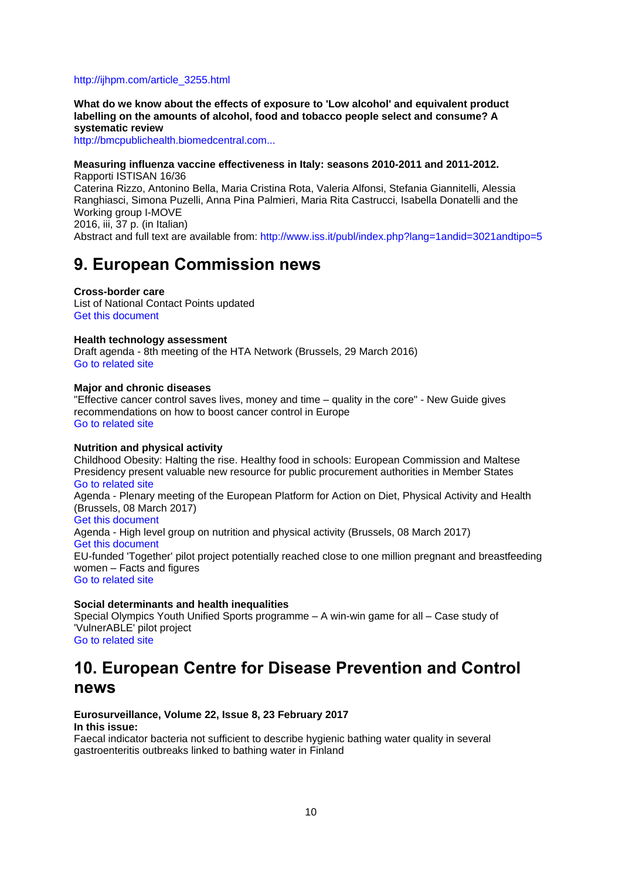http://ijhpm.com/article_3255.html

**What do we know about the effects of exposure to 'Low alcohol' and equivalent product labelling on the amounts of alcohol, food and tobacco people select and consume? A systematic review**
http://bmcpublichealth.biomedcentral.com...

**Measuring influenza vaccine effectiveness in Italy: seasons 2010-2011 and 2011-2012.**
Rapporti ISTISAN 16/36
Caterina Rizzo, Antonino Bella, Maria Cristina Rota, Valeria Alfonsi, Stefania Giannitelli, Alessia Ranghiasci, Simona Puzelli, Anna Pina Palmieri, Maria Rita Castrucci, Isabella Donatelli and the Working group I-MOVE
2016, iii, 37 p. (in Italian)
Abstract and full text are available from: http://www.iss.it/publ/index.php?lang=1andid=3021andtipo=5

## 9. European Commission news

**Cross-border care**
List of National Contact Points updated
Get this document

**Health technology assessment**
Draft agenda - 8th meeting of the HTA Network (Brussels, 29 March 2016)
Go to related site

**Major and chronic diseases**
"Effective cancer control saves lives, money and time – quality in the core" - New Guide gives recommendations on how to boost cancer control in Europe
Go to related site

**Nutrition and physical activity**
Childhood Obesity: Halting the rise. Healthy food in schools: European Commission and Maltese Presidency present valuable new resource for public procurement authorities in Member States
Go to related site
Agenda - Plenary meeting of the European Platform for Action on Diet, Physical Activity and Health (Brussels, 08 March 2017)
Get this document
Agenda - High level group on nutrition and physical activity (Brussels, 08 March 2017)
Get this document
EU-funded 'Together' pilot project potentially reached close to one million pregnant and breastfeeding women – Facts and figures
Go to related site

**Social determinants and health inequalities**
Special Olympics Youth Unified Sports programme – A win-win game for all – Case study of 'VulnerABLE' pilot project
Go to related site

## 10. European Centre for Disease Prevention and Control news

**Eurosurveillance, Volume 22, Issue 8, 23 February 2017**
**In this issue:**
Faecal indicator bacteria not sufficient to describe hygienic bathing water quality in several gastroenteritis outbreaks linked to bathing water in Finland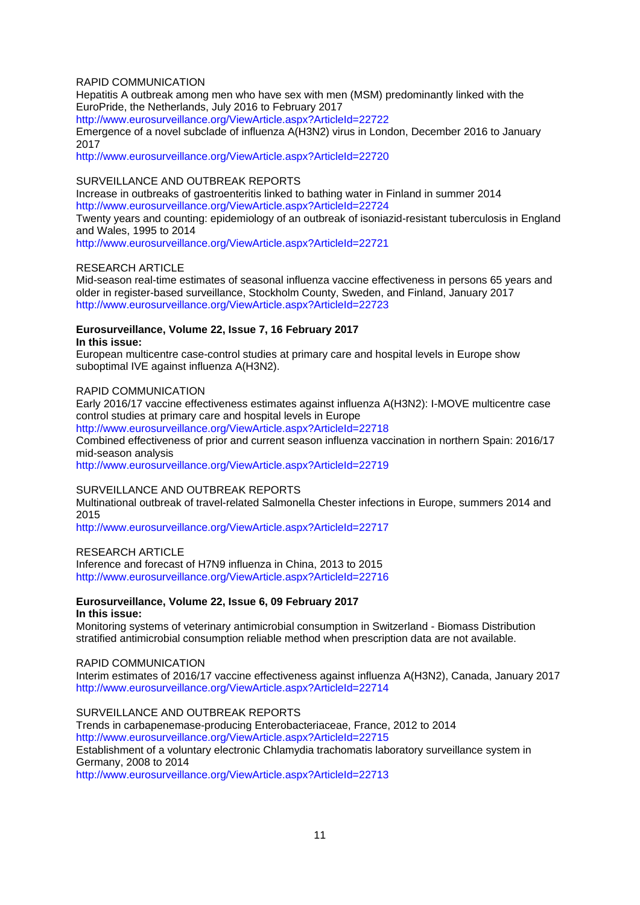RAPID COMMUNICATION

Hepatitis A outbreak among men who have sex with men (MSM) predominantly linked with the EuroPride, the Netherlands, July 2016 to February 2017
http://www.eurosurveillance.org/ViewArticle.aspx?ArticleId=22722

Emergence of a novel subclade of influenza A(H3N2) virus in London, December 2016 to January 2017
http://www.eurosurveillance.org/ViewArticle.aspx?ArticleId=22720

SURVEILLANCE AND OUTBREAK REPORTS

Increase in outbreaks of gastroenteritis linked to bathing water in Finland in summer 2014
http://www.eurosurveillance.org/ViewArticle.aspx?ArticleId=22724

Twenty years and counting: epidemiology of an outbreak of isoniazid-resistant tuberculosis in England and Wales, 1995 to 2014
http://www.eurosurveillance.org/ViewArticle.aspx?ArticleId=22721

RESEARCH ARTICLE

Mid-season real-time estimates of seasonal influenza vaccine effectiveness in persons 65 years and older in register-based surveillance, Stockholm County, Sweden, and Finland, January 2017
http://www.eurosurveillance.org/ViewArticle.aspx?ArticleId=22723

**Eurosurveillance, Volume 22, Issue 7, 16 February 2017**

**In this issue:**

European multicentre case-control studies at primary care and hospital levels in Europe show suboptimal IVE against influenza A(H3N2).

RAPID COMMUNICATION

Early 2016/17 vaccine effectiveness estimates against influenza A(H3N2): I-MOVE multicentre case control studies at primary care and hospital levels in Europe
http://www.eurosurveillance.org/ViewArticle.aspx?ArticleId=22718

Combined effectiveness of prior and current season influenza vaccination in northern Spain: 2016/17 mid-season analysis
http://www.eurosurveillance.org/ViewArticle.aspx?ArticleId=22719

SURVEILLANCE AND OUTBREAK REPORTS

Multinational outbreak of travel-related Salmonella Chester infections in Europe, summers 2014 and 2015
http://www.eurosurveillance.org/ViewArticle.aspx?ArticleId=22717

RESEARCH ARTICLE

Inference and forecast of H7N9 influenza in China, 2013 to 2015
http://www.eurosurveillance.org/ViewArticle.aspx?ArticleId=22716

**Eurosurveillance, Volume 22, Issue 6, 09 February 2017**

**In this issue:**

Monitoring systems of veterinary antimicrobial consumption in Switzerland - Biomass Distribution stratified antimicrobial consumption reliable method when prescription data are not available.

RAPID COMMUNICATION

Interim estimates of 2016/17 vaccine effectiveness against influenza A(H3N2), Canada, January 2017
http://www.eurosurveillance.org/ViewArticle.aspx?ArticleId=22714

SURVEILLANCE AND OUTBREAK REPORTS

Trends in carbapenemase-producing Enterobacteriaceae, France, 2012 to 2014
http://www.eurosurveillance.org/ViewArticle.aspx?ArticleId=22715

Establishment of a voluntary electronic Chlamydia trachomatis laboratory surveillance system in Germany, 2008 to 2014
http://www.eurosurveillance.org/ViewArticle.aspx?ArticleId=22713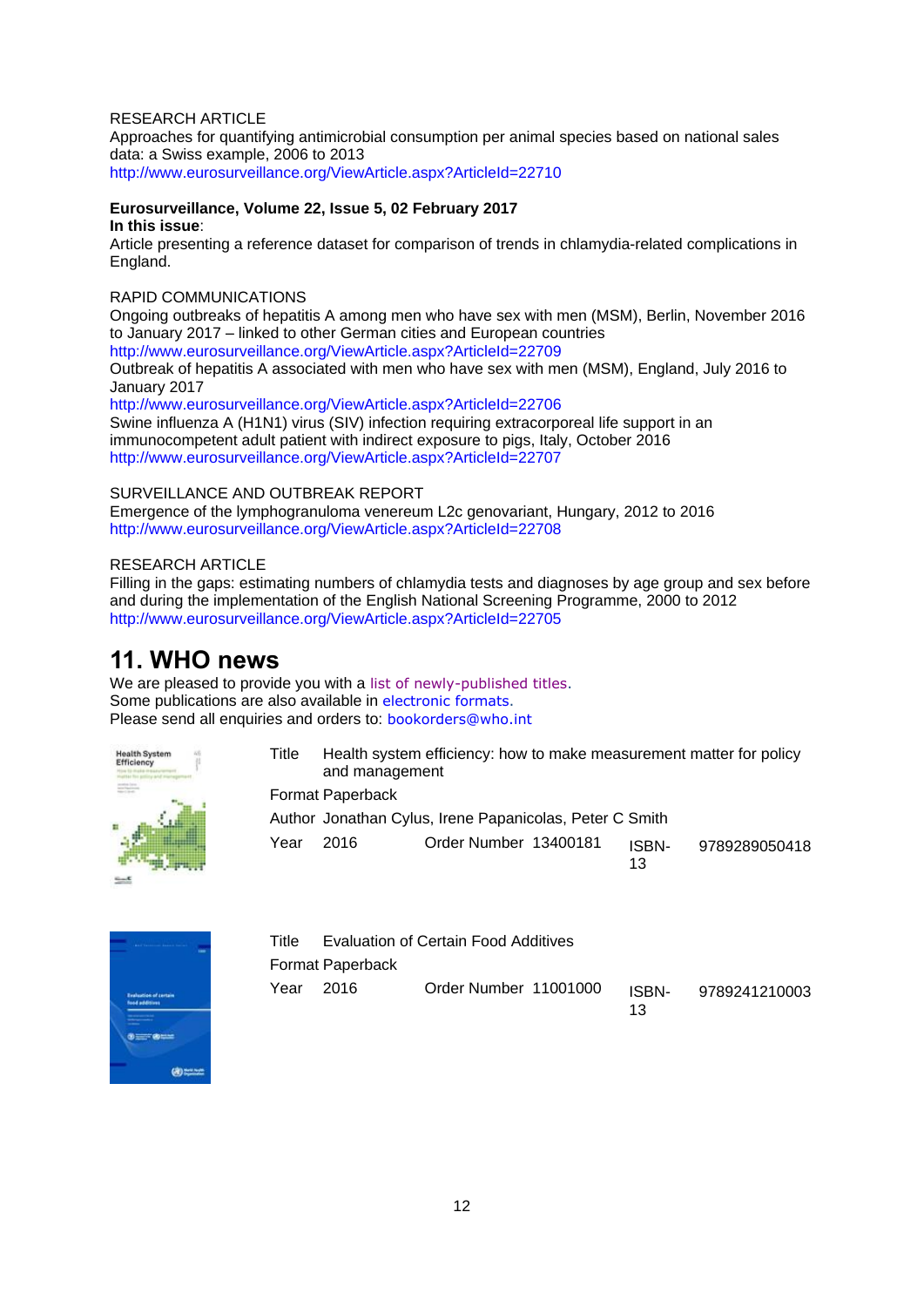RESEARCH ARTICLE
Approaches for quantifying antimicrobial consumption per animal species based on national sales data: a Swiss example, 2006 to 2013
http://www.eurosurveillance.org/ViewArticle.aspx?ArticleId=22710

**Eurosurveillance, Volume 22, Issue 5, 02 February 2017**
**In this issue**:
Article presenting a reference dataset for comparison of trends in chlamydia-related complications in England.

RAPID COMMUNICATIONS
Ongoing outbreaks of hepatitis A among men who have sex with men (MSM), Berlin, November 2016 to January 2017 – linked to other German cities and European countries
http://www.eurosurveillance.org/ViewArticle.aspx?ArticleId=22709
Outbreak of hepatitis A associated with men who have sex with men (MSM), England, July 2016 to January 2017
http://www.eurosurveillance.org/ViewArticle.aspx?ArticleId=22706
Swine influenza A (H1N1) virus (SIV) infection requiring extracorporeal life support in an immunocompetent adult patient with indirect exposure to pigs, Italy, October 2016
http://www.eurosurveillance.org/ViewArticle.aspx?ArticleId=22707

SURVEILLANCE AND OUTBREAK REPORT
Emergence of the lymphogranuloma venereum L2c genovariant, Hungary, 2012 to 2016
http://www.eurosurveillance.org/ViewArticle.aspx?ArticleId=22708

RESEARCH ARTICLE
Filling in the gaps: estimating numbers of chlamydia tests and diagnoses by age group and sex before and during the implementation of the English National Screening Programme, 2000 to 2012
http://www.eurosurveillance.org/ViewArticle.aspx?ArticleId=22705

# 11. WHO news

We are pleased to provide you with a list of newly-published titles.
Some publications are also available in electronic formats.
Please send all enquiries and orders to: bookorders@who.int

Title: Health system efficiency: how to make measurement matter for policy and management
Format: Paperback
Author: Jonathan Cylus, Irene Papanicolas, Peter C Smith
Year: 2016 | Order Number: 13400181 | ISBN-13: 9789289050418

Title: Evaluation of Certain Food Additives
Format: Paperback
Year: 2016 | Order Number: 11001000 | ISBN-13: 9789241210003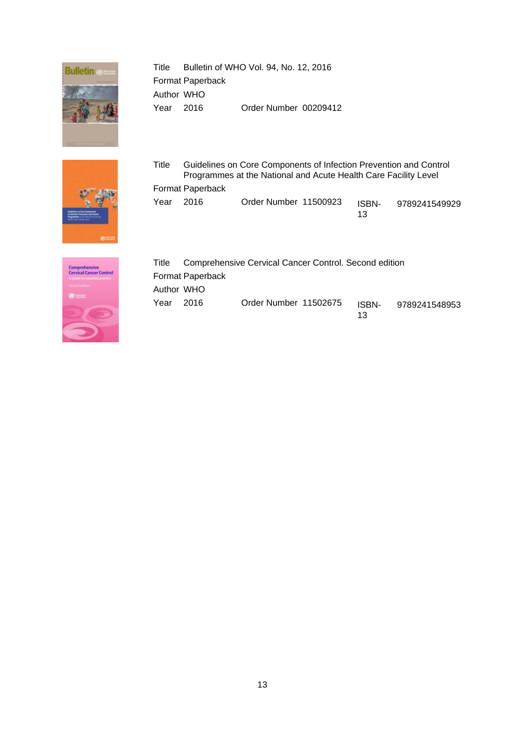| | | | |
|---|---|---|---|
| Title | Bulletin of WHO Vol. 94, No. 12, 2016 | | |
| Format | Paperback | | |
| Author | WHO | | |
| Year | 2016 | Order Number | 00209412 |

| | | | | | |
|---|---|---|---|---|---|
| Title | Guidelines on Core Components of Infection Prevention and Control Programmes at the National and Acute Health Care Facility Level | | | | |
| Format | Paperback | | | | |
| Year | 2016 | Order Number | 11500923 | ISBN-13 | 9789241549929 |

| | | | | | |
|---|---|---|---|---|---|
| Title | Comprehensive Cervical Cancer Control. Second edition | | | | |
| Format | Paperback | | | | |
| Author | WHO | | | | |
| Year | 2016 | Order Number | 11502675 | ISBN-13 | 9789241548953 |